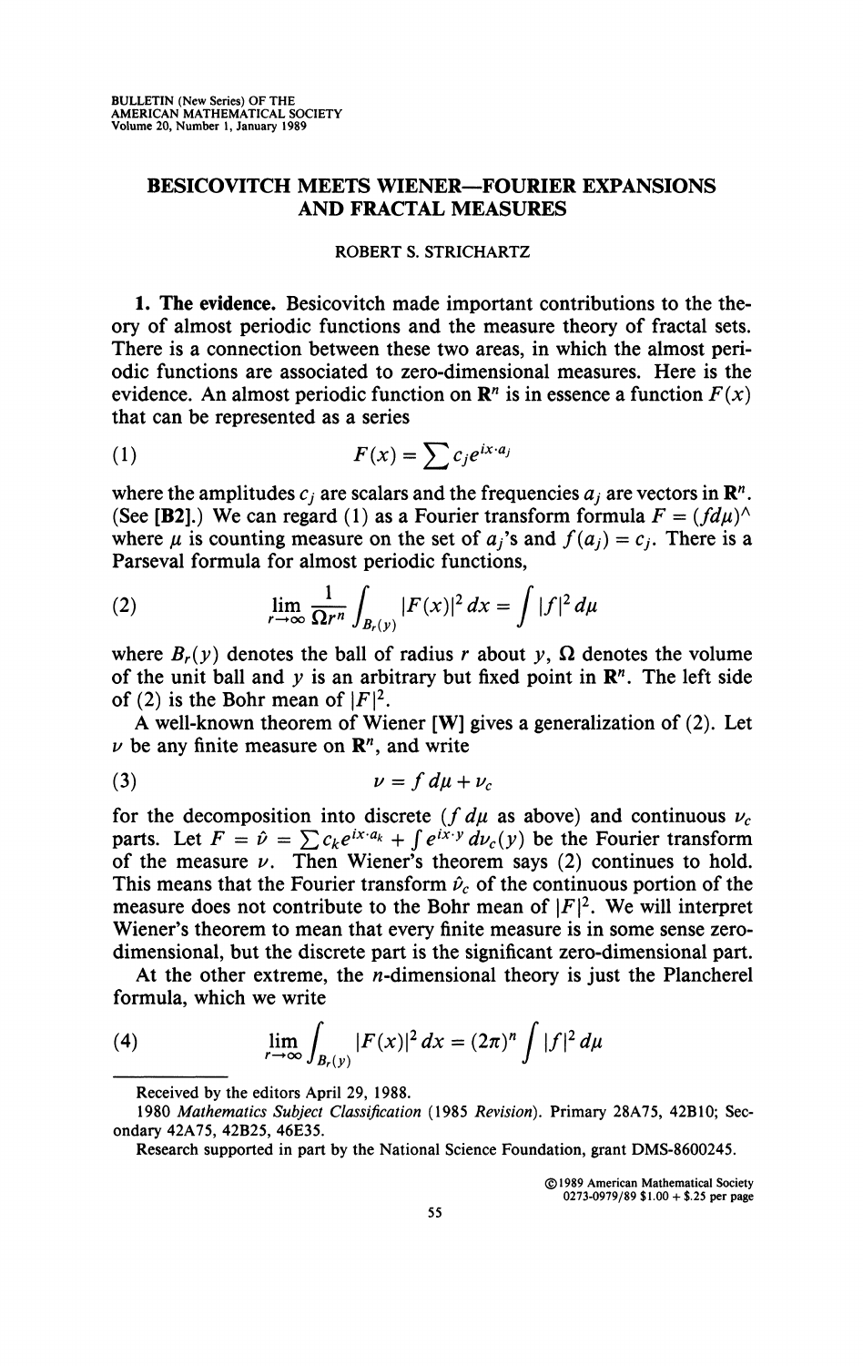# BESICOVITCH MEETS WIENER—FOURIER EXPANSIONS AND FRACTAL MEASURES

ROBERT S. STRICHARTZ

**1. The evidence.** Besicovitch made important contributions to the theory of almost periodic functions and the measure theory of fractal sets. There is a connection between these two areas, in which the almost periodic functions are associated to zero-dimensional measures. Here is the evidence. An almost periodic function on $\mathbf{R}^n$ is in essence a function $F(x)$ that can be represented as a series

$$F(x) = \sum c_j e^{ix \cdot a_j} \tag{1}$$

where the amplitudes $c_j$ are scalars and the frequencies $a_j$ are vectors in $\mathbf{R}^n$. (See **[B2]**.) We can regard (1) as a Fourier transform formula $F = (f d\mu)^\wedge$ where $\mu$ is counting measure on the set of $a_j$'s and $f(a_j) = c_j$. There is a Parseval formula for almost periodic functions,

$$\lim_{r \to \infty} \frac{1}{\Omega r^n} \int_{B_r(y)} |F(x)|^2 \, dx = \int |f|^2 \, d\mu \tag{2}$$

where $B_r(y)$ denotes the ball of radius $r$ about $y$, $\Omega$ denotes the volume of the unit ball and $y$ is an arbitrary but fixed point in $\mathbf{R}^n$. The left side of (2) is the Bohr mean of $|F|^2$.

A well-known theorem of Wiener **[W]** gives a generalization of (2). Let $\nu$ be any finite measure on $\mathbf{R}^n$, and write

$$\nu = f \, d\mu + \nu_c \tag{3}$$

for the decomposition into discrete ($f \, d\mu$ as above) and continuous $\nu_c$ parts. Let $F = \hat{\nu} = \sum c_k e^{ix \cdot a_k} + \int e^{ix \cdot y} \, d\nu_c(y)$ be the Fourier transform of the measure $\nu$. Then Wiener's theorem says (2) continues to hold. This means that the Fourier transform $\hat{\nu}_c$ of the continuous portion of the measure does not contribute to the Bohr mean of $|F|^2$. We will interpret Wiener's theorem to mean that every finite measure is in some sense zero-dimensional, but the discrete part is the significant zero-dimensional part.

At the other extreme, the $n$-dimensional theory is just the Plancherel formula, which we write

$$\lim_{r \to \infty} \int_{B_r(y)} |F(x)|^2 \, dx = (2\pi)^n \int |f|^2 \, d\mu \tag{4}$$

---

Received by the editors April 29, 1988.

1980 *Mathematics Subject Classification* (1985 *Revision*). Primary 28A75, 42B10; Secondary 42A75, 42B25, 46E35.

Research supported in part by the National Science Foundation, grant DMS-8600245.

©1989 American Mathematical Society
0273-0979/89 $1.00 + $.25 per page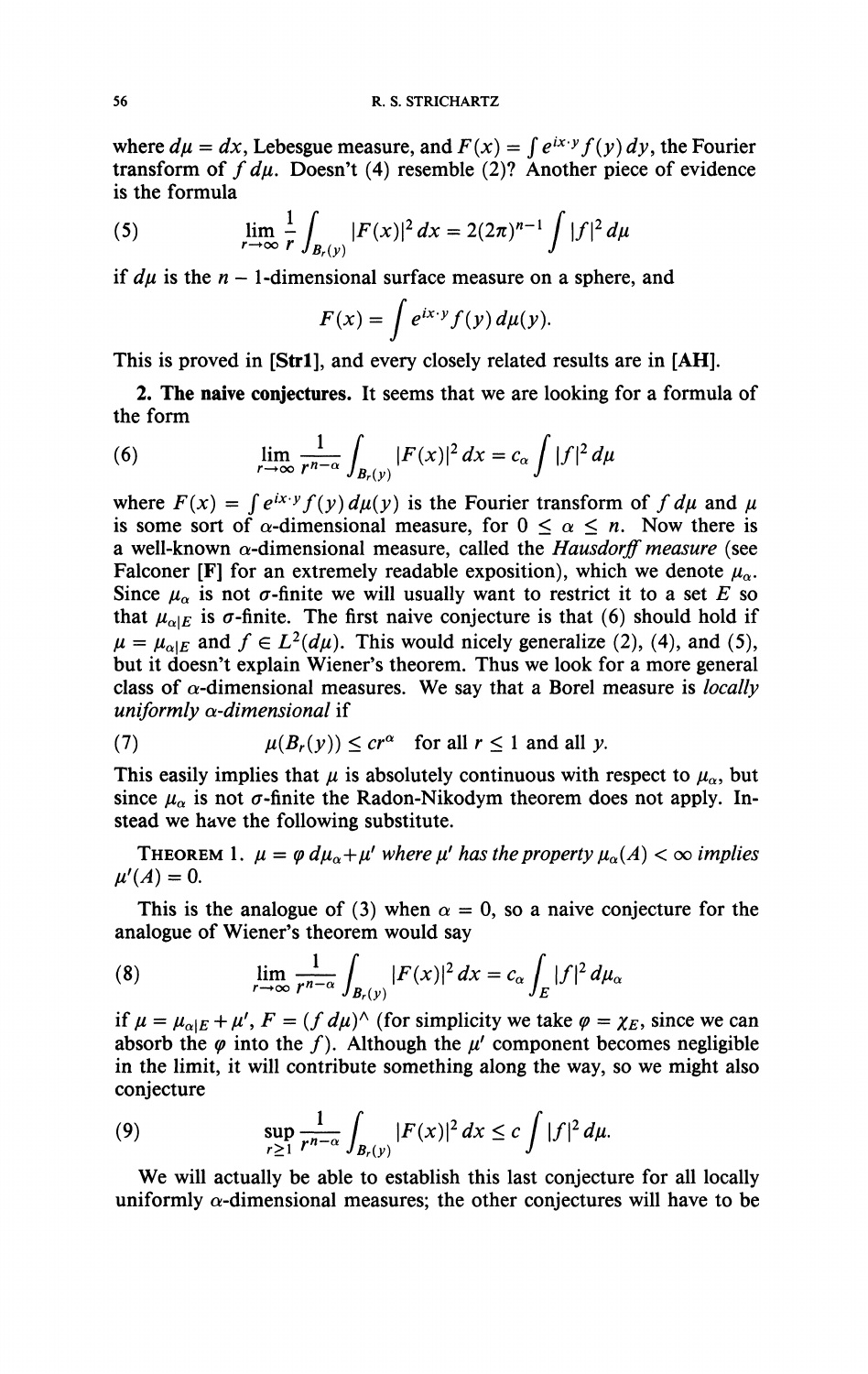where $d\mu = dx$, Lebesgue measure, and $F(x) = \int e^{ix\cdot y} f(y)\,dy$, the Fourier transform of $f\,d\mu$. Doesn't (4) resemble (2)? Another piece of evidence is the formula

$$\lim_{r\to\infty} \frac{1}{r} \int_{B_r(y)} |F(x)|^2\,dx = 2(2\pi)^{n-1} \int |f|^2\,d\mu \tag{5}$$

if $d\mu$ is the $n-1$-dimensional surface measure on a sphere, and

$$F(x) = \int e^{ix\cdot y} f(y)\,d\mu(y).$$

This is proved in **[Str1]**, and every closely related results are in **[AH]**.

**2. The naive conjectures.** It seems that we are looking for a formula of the form

$$\lim_{r\to\infty} \frac{1}{r^{n-\alpha}} \int_{B_r(y)} |F(x)|^2\,dx = c_\alpha \int |f|^2\,d\mu \tag{6}$$

where $F(x) = \int e^{ix\cdot y} f(y)\,d\mu(y)$ is the Fourier transform of $f\,d\mu$ and $\mu$ is some sort of $\alpha$-dimensional measure, for $0 \le \alpha \le n$. Now there is a well-known $\alpha$-dimensional measure, called the *Hausdorff measure* (see Falconer [F] for an extremely readable exposition), which we denote $\mu_\alpha$. Since $\mu_\alpha$ is not $\sigma$-finite we will usually want to restrict it to a set $E$ so that $\mu_{\alpha|E}$ is $\sigma$-finite. The first naive conjecture is that (6) should hold if $\mu = \mu_{\alpha|E}$ and $f \in L^2(d\mu)$. This would nicely generalize (2), (4), and (5), but it doesn't explain Wiener's theorem. Thus we look for a more general class of $\alpha$-dimensional measures. We say that a Borel measure is *locally uniformly $\alpha$-dimensional* if

$$\mu(B_r(y)) \le cr^\alpha \quad \text{for all } r \le 1 \text{ and all } y. \tag{7}$$

This easily implies that $\mu$ is absolutely continuous with respect to $\mu_\alpha$, but since $\mu_\alpha$ is not $\sigma$-finite the Radon-Nikodym theorem does not apply. Instead we have the following substitute.

THEOREM 1. *$\mu = \varphi\,d\mu_\alpha + \mu'$ where $\mu'$ has the property $\mu_\alpha(A) < \infty$ implies $\mu'(A) = 0$.*

This is the analogue of (3) when $\alpha = 0$, so a naive conjecture for the analogue of Wiener's theorem would say

$$\lim_{r\to\infty} \frac{1}{r^{n-\alpha}} \int_{B_r(y)} |F(x)|^2\,dx = c_\alpha \int_E |f|^2\,d\mu_\alpha \tag{8}$$

if $\mu = \mu_{\alpha|E} + \mu'$, $F = (f\,d\mu)^\wedge$ (for simplicity we take $\varphi = \chi_E$, since we can absorb the $\varphi$ into the $f$). Although the $\mu'$ component becomes negligible in the limit, it will contribute something along the way, so we might also conjecture

$$\sup_{r\ge 1} \frac{1}{r^{n-\alpha}} \int_{B_r(y)} |F(x)|^2\,dx \le c \int |f|^2\,d\mu. \tag{9}$$

We will actually be able to establish this last conjecture for all locally uniformly $\alpha$-dimensional measures; the other conjectures will have to be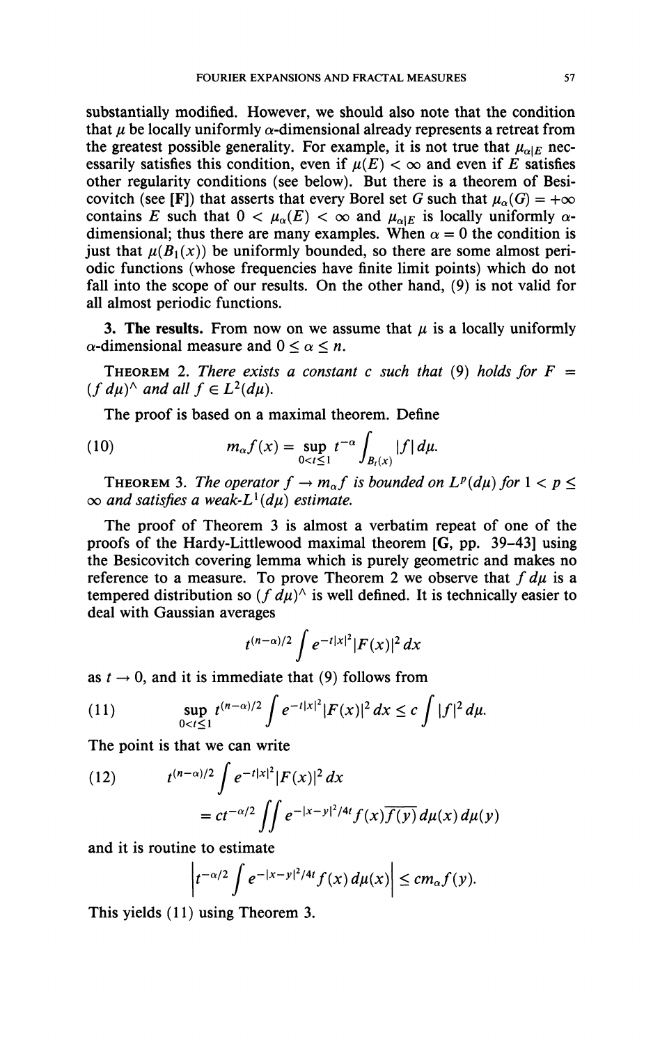substantially modified. However, we should also note that the condition that $\mu$ be locally uniformly $\alpha$-dimensional already represents a retreat from the greatest possible generality. For example, it is not true that $\mu_{\alpha|E}$ necessarily satisfies this condition, even if $\mu(E) < \infty$ and even if $E$ satisfies other regularity conditions (see below). But there is a theorem of Besicovitch (see **[F]**) that asserts that every Borel set $G$ such that $\mu_\alpha(G) = +\infty$ contains $E$ such that $0 < \mu_\alpha(E) < \infty$ and $\mu_{\alpha|E}$ is locally uniformly $\alpha$-dimensional; thus there are many examples. When $\alpha = 0$ the condition is just that $\mu(B_1(x))$ be uniformly bounded, so there are some almost periodic functions (whose frequencies have finite limit points) which do not fall into the scope of our results. On the other hand, (9) is not valid for all almost periodic functions.

**3. The results.** From now on we assume that $\mu$ is a locally uniformly $\alpha$-dimensional measure and $0 \le \alpha \le n$.

THEOREM 2. *There exists a constant $c$ such that* (9) *holds for $F = (f\,d\mu)^\wedge$ and all $f \in L^2(d\mu)$.*

The proof is based on a maximal theorem. Define

$$m_\alpha f(x) = \sup_{0<t\le 1} t^{-\alpha} \int_{B_t(x)} |f|\,d\mu. \tag{10}$$

THEOREM 3. *The operator $f \to m_\alpha f$ is bounded on $L^p(d\mu)$ for $1 < p \le \infty$ and satisfies a weak-$L^1(d\mu)$ estimate.*

The proof of Theorem 3 is almost a verbatim repeat of one of the proofs of the Hardy-Littlewood maximal theorem **[G**, pp. 39–43**]** using the Besicovitch covering lemma which is purely geometric and makes no reference to a measure. To prove Theorem 2 we observe that $f\,d\mu$ is a tempered distribution so $(f\,d\mu)^\wedge$ is well defined. It is technically easier to deal with Gaussian averages

$$t^{(n-\alpha)/2} \int e^{-t|x|^2} |F(x)|^2\,dx$$

as $t \to 0$, and it is immediate that (9) follows from

$$\sup_{0<t\le 1} t^{(n-\alpha)/2} \int e^{-t|x|^2} |F(x)|^2\,dx \le c \int |f|^2\,d\mu. \tag{11}$$

The point is that we can write

$$\begin{aligned} t^{(n-\alpha)/2} &\int e^{-t|x|^2} |F(x)|^2\,dx \\ &= ct^{-\alpha/2} \iint e^{-|x-y|^2/4t} f(x)\overline{f(y)}\,d\mu(x)\,d\mu(y) \end{aligned} \tag{12}$$

and it is routine to estimate

$$\left| t^{-\alpha/2} \int e^{-|x-y|^2/4t} f(x)\,d\mu(x) \right| \le c m_\alpha f(y).$$

This yields (11) using Theorem 3.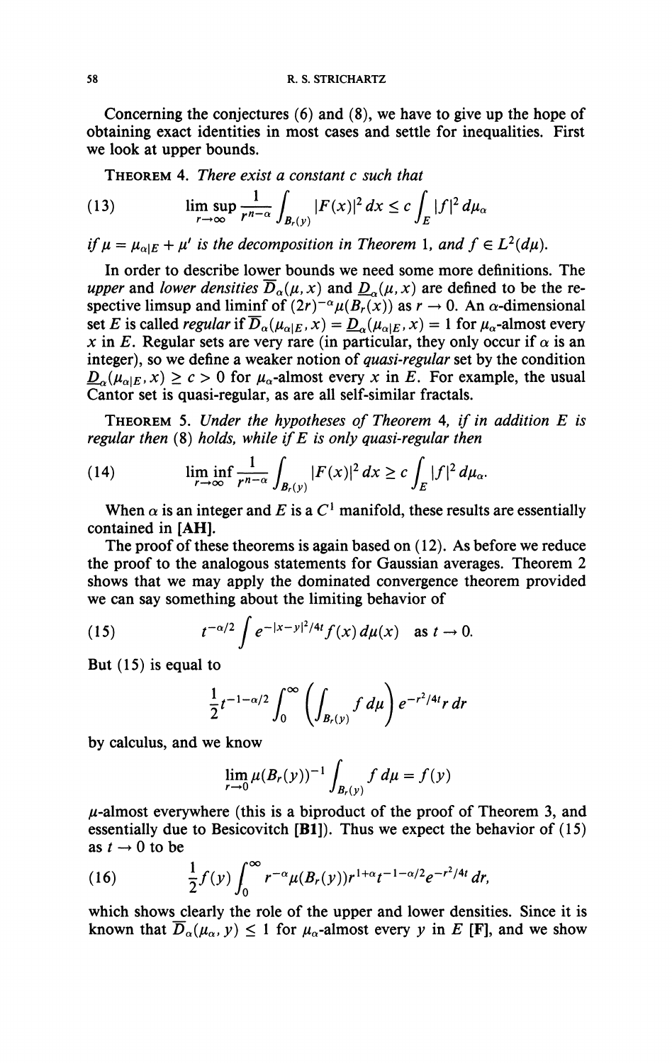Concerning the conjectures (6) and (8), we have to give up the hope of obtaining exact identities in most cases and settle for inequalities. First we look at upper bounds.

THEOREM 4. *There exist a constant $c$ such that*

$$\limsup_{r\to\infty} \frac{1}{r^{n-\alpha}} \int_{B_r(y)} |F(x)|^2\, dx \le c \int_E |f|^2\, d\mu_\alpha \tag{13}$$

*if $\mu = \mu_{\alpha|E} + \mu'$ is the decomposition in Theorem 1, and $f \in L^2(d\mu)$.*

In order to describe lower bounds we need some more definitions. The *upper* and *lower densities* $\overline{D}_\alpha(\mu, x)$ and $\underline{D}_\alpha(\mu, x)$ are defined to be the respective limsup and liminf of $(2r)^{-\alpha}\mu(B_r(x))$ as $r \to 0$. An $\alpha$-dimensional set $E$ is called *regular* if $\overline{D}_\alpha(\mu_{\alpha|E}, x) = \underline{D}_\alpha(\mu_{\alpha|E}, x) = 1$ for $\mu_\alpha$-almost every $x$ in $E$. Regular sets are very rare (in particular, they only occur if $\alpha$ is an integer), so we define a weaker notion of *quasi-regular* set by the condition $\underline{D}_\alpha(\mu_{\alpha|E}, x) \ge c > 0$ for $\mu_\alpha$-almost every $x$ in $E$. For example, the usual Cantor set is quasi-regular, as are all self-similar fractals.

THEOREM 5. *Under the hypotheses of Theorem 4, if in addition $E$ is regular then* (8) *holds, while if $E$ is only quasi-regular then*

$$\liminf_{r\to\infty} \frac{1}{r^{n-\alpha}} \int_{B_r(y)} |F(x)|^2\, dx \ge c \int_E |f|^2\, d\mu_\alpha. \tag{14}$$

When $\alpha$ is an integer and $E$ is a $C^1$ manifold, these results are essentially contained in **[AH]**.

The proof of these theorems is again based on (12). As before we reduce the proof to the analogous statements for Gaussian averages. Theorem 2 shows that we may apply the dominated convergence theorem provided we can say something about the limiting behavior of

$$t^{-\alpha/2} \int e^{-|x-y|^2/4t} f(x)\, d\mu(x) \quad \text{as } t \to 0. \tag{15}$$

But (15) is equal to

$$\frac{1}{2} t^{-1-\alpha/2} \int_0^\infty \left( \int_{B_r(y)} f\, d\mu \right) e^{-r^2/4t} r\, dr$$

by calculus, and we know

$$\lim_{r\to 0} \mu(B_r(y))^{-1} \int_{B_r(y)} f\, d\mu = f(y)$$

$\mu$-almost everywhere (this is a biproduct of the proof of Theorem 3, and essentially due to Besicovitch **[B1]**). Thus we expect the behavior of (15) as $t \to 0$ to be

$$\frac{1}{2} f(y) \int_0^\infty r^{-\alpha} \mu(B_r(y)) r^{1+\alpha} t^{-1-\alpha/2} e^{-r^2/4t}\, dr, \tag{16}$$

which shows clearly the role of the upper and lower densities. Since it is known that $\overline{D}_\alpha(\mu_\alpha, y) \le 1$ for $\mu_\alpha$-almost every $y$ in $E$ **[F]**, and we show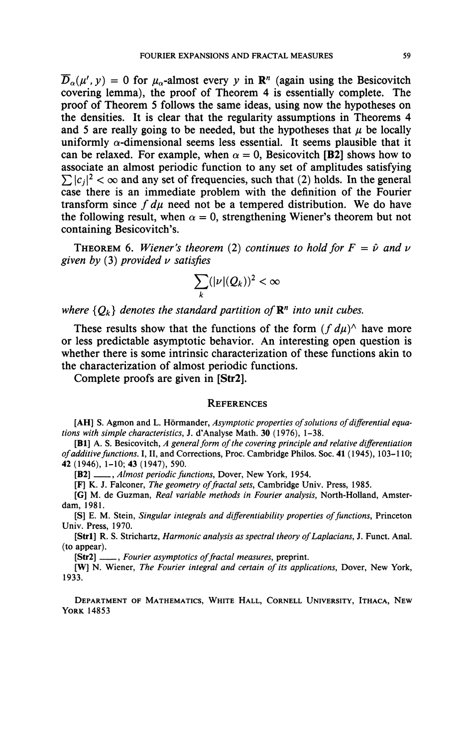$\overline{D}_\alpha(\mu', y) = 0$ for $\mu_\alpha$-almost every $y$ in $\mathbf{R}^n$ (again using the Besicovitch covering lemma), the proof of Theorem 4 is essentially complete. The proof of Theorem 5 follows the same ideas, using now the hypotheses on the densities. It is clear that the regularity assumptions in Theorems 4 and 5 are really going to be needed, but the hypotheses that $\mu$ be locally uniformly $\alpha$-dimensional seems less essential. It seems plausible that it can be relaxed. For example, when $\alpha = 0$, Besicovitch **[B2]** shows how to associate an almost periodic function to any set of amplitudes satisfying $\sum |c_j|^2 < \infty$ and any set of frequencies, such that (2) holds. In the general case there is an immediate problem with the definition of the Fourier transform since $f\, d\mu$ need not be a tempered distribution. We do have the following result, when $\alpha = 0$, strengthening Wiener's theorem but not containing Besicovitch's.

THEOREM 6. *Wiener's theorem* (2) *continues to hold for* $F = \hat{\nu}$ *and* $\nu$ *given by* (3) *provided* $\nu$ *satisfies*

$$\sum_k (|\nu|(Q_k))^2 < \infty$$

*where* $\{Q_k\}$ *denotes the standard partition of* $\mathbf{R}^n$ *into unit cubes.*

These results show that the functions of the form $(f\, d\mu)^\wedge$ have more or less predictable asymptotic behavior. An interesting open question is whether there is some intrinsic characterization of these functions akin to the characterization of almost periodic functions.

Complete proofs are given in **[Str2]**.

## REFERENCES

**[AH]** S. Agmon and L. Hörmander, *Asymptotic properties of solutions of differential equations with simple characteristics*, J. d'Analyse Math. **30** (1976), 1–38.

**[B1]** A. S. Besicovitch, *A general form of the covering principle and relative differentiation of additive functions*. I, II, and Corrections, Proc. Cambridge Philos. Soc. **41** (1945), 103–110; **42** (1946), 1–10; **43** (1947), 590.

**[B2]** ——, *Almost periodic functions*, Dover, New York, 1954.

**[F]** K. J. Falconer, *The geometry of fractal sets*, Cambridge Univ. Press, 1985.

**[G]** M. de Guzman, *Real variable methods in Fourier analysis*, North-Holland, Amsterdam, 1981.

**[S]** E. M. Stein, *Singular integrals and differentiability properties of functions*, Princeton Univ. Press, 1970.

**[Str1]** R. S. Strichartz, *Harmonic analysis as spectral theory of Laplacians*, J. Funct. Anal. (to appear).

**[Str2]** ——, *Fourier asymptotics of fractal measures*, preprint.

**[W]** N. Wiener, *The Fourier integral and certain of its applications*, Dover, New York, 1933.

DEPARTMENT OF MATHEMATICS, WHITE HALL, CORNELL UNIVERSITY, ITHACA, NEW YORK 14853